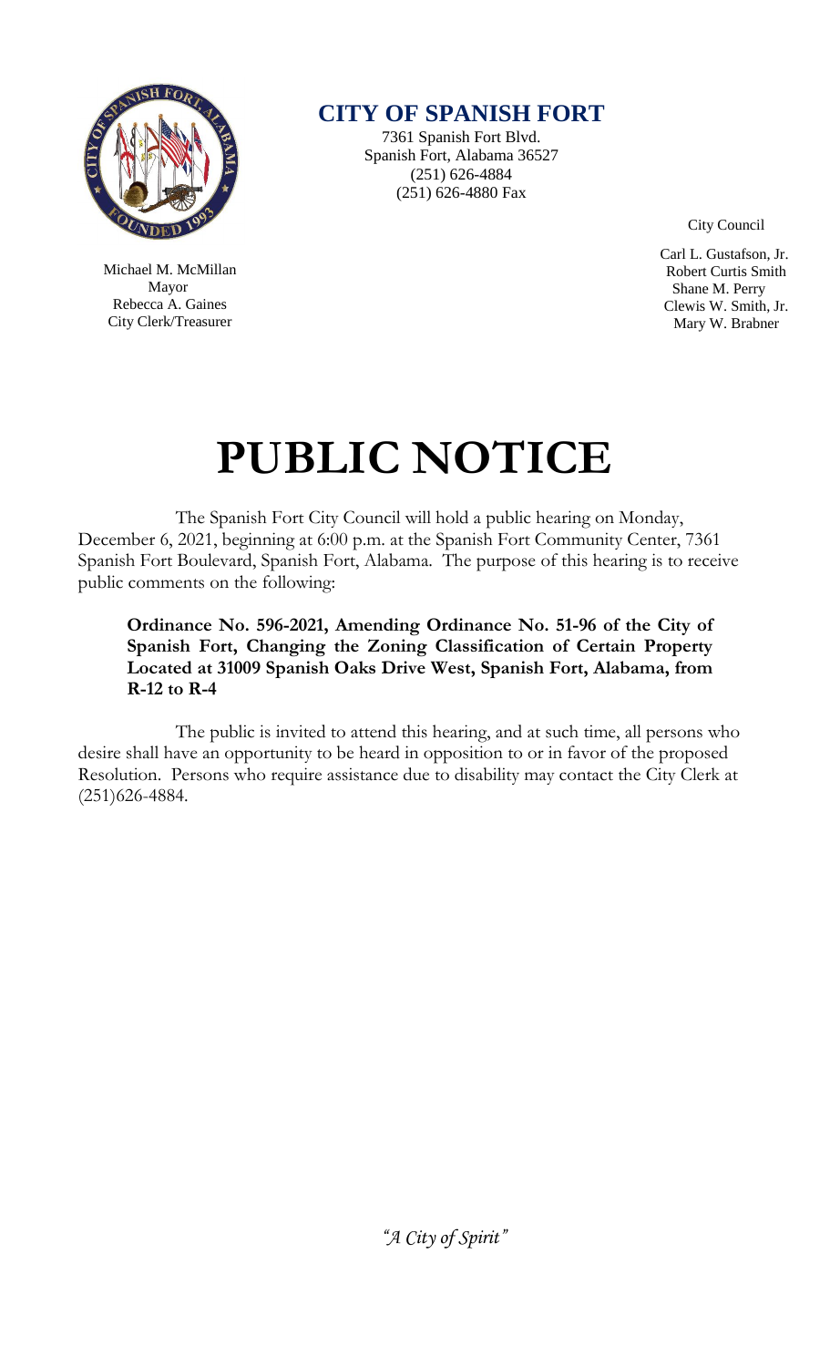# CITY OF SPANISH FORT

7361 Spanish Fort Blvd.
Spanish Fort, Alabama 36527
(251) 626-4884
(251) 626-4880 Fax

Michael M. McMillan
Mayor
Rebecca A. Gaines
City Clerk/Treasurer

City Council

Carl L. Gustafson, Jr.
Robert Curtis Smith
Shane M. Perry
Clewis W. Smith, Jr.
Mary W. Brabner

# PUBLIC NOTICE

The Spanish Fort City Council will hold a public hearing on Monday, December 6, 2021, beginning at 6:00 p.m. at the Spanish Fort Community Center, 7361 Spanish Fort Boulevard, Spanish Fort, Alabama. The purpose of this hearing is to receive public comments on the following:

**Ordinance No. 596-2021, Amending Ordinance No. 51-96 of the City of Spanish Fort, Changing the Zoning Classification of Certain Property Located at 31009 Spanish Oaks Drive West, Spanish Fort, Alabama, from R-12 to R-4**

The public is invited to attend this hearing, and at such time, all persons who desire shall have an opportunity to be heard in opposition to or in favor of the proposed Resolution. Persons who require assistance due to disability may contact the City Clerk at (251)626-4884.

*"A City of Spirit"*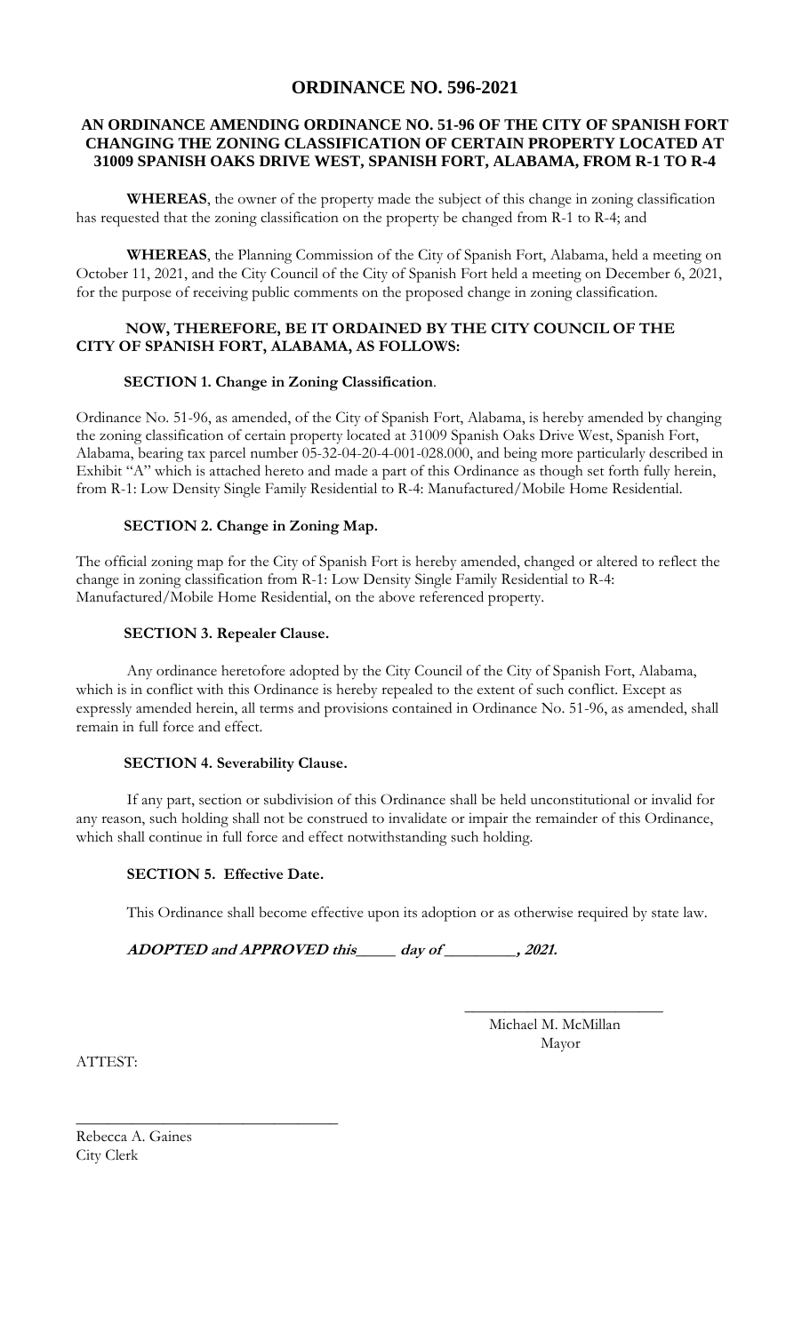# ORDINANCE NO. 596-2021

### AN ORDINANCE AMENDING ORDINANCE NO. 51-96 OF THE CITY OF SPANISH FORT CHANGING THE ZONING CLASSIFICATION OF CERTAIN PROPERTY LOCATED AT 31009 SPANISH OAKS DRIVE WEST, SPANISH FORT, ALABAMA, FROM R-1 TO R-4

**WHEREAS**, the owner of the property made the subject of this change in zoning classification has requested that the zoning classification on the property be changed from R-1 to R-4; and

**WHEREAS**, the Planning Commission of the City of Spanish Fort, Alabama, held a meeting on October 11, 2021, and the City Council of the City of Spanish Fort held a meeting on December 6, 2021, for the purpose of receiving public comments on the proposed change in zoning classification.

**NOW, THEREFORE, BE IT ORDAINED BY THE CITY COUNCIL OF THE CITY OF SPANISH FORT, ALABAMA, AS FOLLOWS:**

**SECTION 1. Change in Zoning Classification**.

Ordinance No. 51-96, as amended, of the City of Spanish Fort, Alabama, is hereby amended by changing the zoning classification of certain property located at 31009 Spanish Oaks Drive West, Spanish Fort, Alabama, bearing tax parcel number 05-32-04-20-4-001-028.000, and being more particularly described in Exhibit "A" which is attached hereto and made a part of this Ordinance as though set forth fully herein, from R-1: Low Density Single Family Residential to R-4: Manufactured/Mobile Home Residential.

**SECTION 2. Change in Zoning Map.**

The official zoning map for the City of Spanish Fort is hereby amended, changed or altered to reflect the change in zoning classification from R-1: Low Density Single Family Residential to R-4: Manufactured/Mobile Home Residential, on the above referenced property.

**SECTION 3. Repealer Clause.**

Any ordinance heretofore adopted by the City Council of the City of Spanish Fort, Alabama, which is in conflict with this Ordinance is hereby repealed to the extent of such conflict. Except as expressly amended herein, all terms and provisions contained in Ordinance No. 51-96, as amended, shall remain in full force and effect.

**SECTION 4. Severability Clause.**

If any part, section or subdivision of this Ordinance shall be held unconstitutional or invalid for any reason, such holding shall not be construed to invalidate or impair the remainder of this Ordinance, which shall continue in full force and effect notwithstanding such holding.

**SECTION 5. Effective Date.**

This Ordinance shall become effective upon its adoption or as otherwise required by state law.

***ADOPTED and APPROVED this_____ day of _________, 2021.***

_________________________
Michael M. McMillan
Mayor

ATTEST:

_________________________________
Rebecca A. Gaines
City Clerk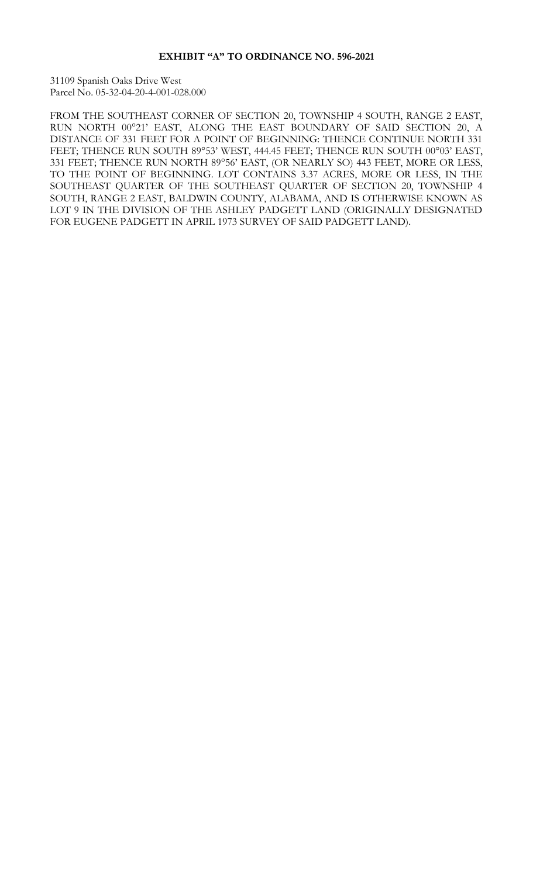**EXHIBIT "A" TO ORDINANCE NO. 596-2021**

31109 Spanish Oaks Drive West
Parcel No. 05-32-04-20-4-001-028.000

FROM THE SOUTHEAST CORNER OF SECTION 20, TOWNSHIP 4 SOUTH, RANGE 2 EAST, RUN NORTH 00°21' EAST, ALONG THE EAST BOUNDARY OF SAID SECTION 20, A DISTANCE OF 331 FEET FOR A POINT OF BEGINNING: THENCE CONTINUE NORTH 331 FEET; THENCE RUN SOUTH 89°53' WEST, 444.45 FEET; THENCE RUN SOUTH 00°03' EAST, 331 FEET; THENCE RUN NORTH 89°56' EAST, (OR NEARLY SO) 443 FEET, MORE OR LESS, TO THE POINT OF BEGINNING. LOT CONTAINS 3.37 ACRES, MORE OR LESS, IN THE SOUTHEAST QUARTER OF THE SOUTHEAST QUARTER OF SECTION 20, TOWNSHIP 4 SOUTH, RANGE 2 EAST, BALDWIN COUNTY, ALABAMA, AND IS OTHERWISE KNOWN AS LOT 9 IN THE DIVISION OF THE ASHLEY PADGETT LAND (ORIGINALLY DESIGNATED FOR EUGENE PADGETT IN APRIL 1973 SURVEY OF SAID PADGETT LAND).